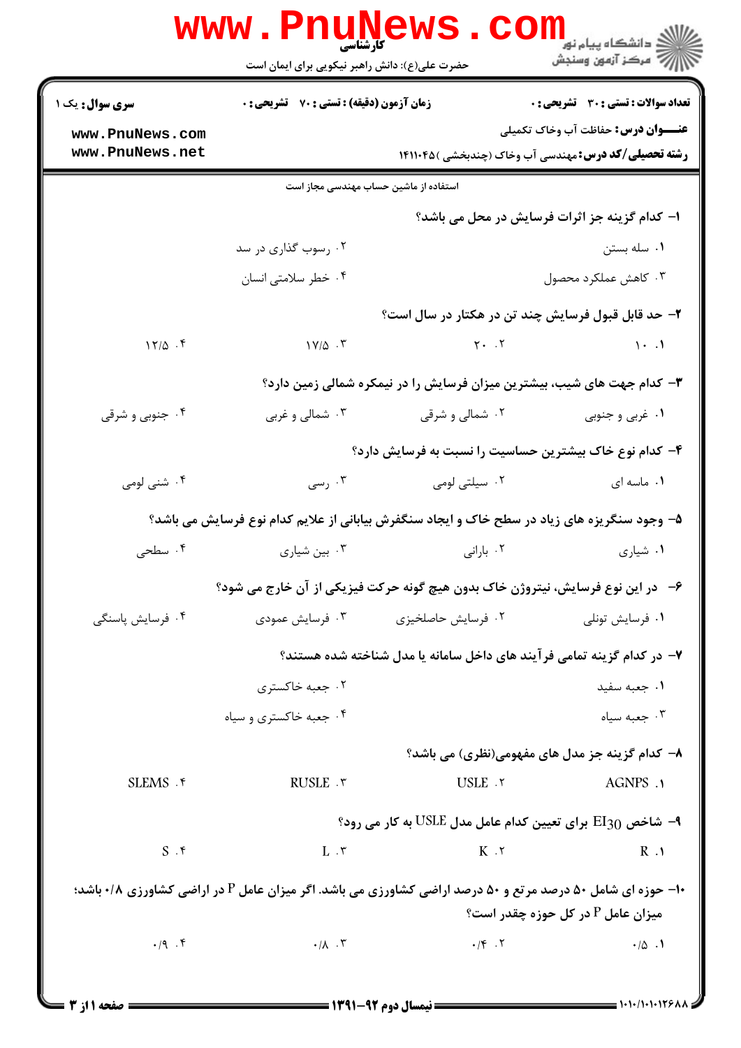کارشناسی

حضرت علی(ع): دانش راهبر نیکویی برای ایمان است

**سری سوال:** یک ۱

**زمان آزمون (دقیقه) : تستی : ۷۰ تشریحی : ۰**

**تعداد سوالات : تستی : ۳۰ تشریحی : ۰**

**عنـــوان درس:** حفاظت آب وخاک تکمیلی

**رشته تحصیلی/کد درس:** مهندسی آب وخاک (چندبخشی ) ۱۴۱۱۰۴۵

استفاده از ماشین حساب مهندسی مجاز است

۱- کدام گزینه جز اثرات فرسایش در محل می باشد؟

۱. سله بستن
۲. رسوب گذاری در سد
۳. کاهش عملکرد محصول
۴. خطر سلامتی انسان

۲- حد قابل قبول فرسایش چند تن در هکتار در سال است؟

۱. ۱۰
۲. ۲۰
۳. ۱۷/۵
۴. ۱۲/۵

۳- کدام جهت های شیب، بیشترین میزان فرسایش را در نیمکره شمالی زمین دارد؟

۱. غربی و جنوبی
۲. شمالی و شرقی
۳. شمالی و غربی
۴. جنوبی و شرقی

۴- کدام نوع خاک بیشترین حساسیت را نسبت به فرسایش دارد؟

۱. ماسه ای
۲. سیلتی لومی
۳. رسی
۴. شنی لومی

۵- وجود سنگریزه های زیاد در سطح خاک و ایجاد سنگفرش بیابانی از علایم کدام نوع فرسایش می باشد؟

۱. شیاری
۲. بارانی
۳. بین شیاری
۴. سطحی

۶- در این نوع فرسایش، نیتروژن خاک بدون هیچ گونه حرکت فیزیکی از آن خارج می شود؟

۱. فرسایش تونلی
۲. فرسایش حاصلخیزی
۳. فرسایش عمودی
۴. فرسایش پاسنگی

۷- در کدام گزینه تمامی فرآیند های داخل سامانه یا مدل شناخته شده هستند؟

۱. جعبه سفید
۲. جعبه خاکستری
۳. جعبه سیاه
۴. جعبه خاکستری و سیاه

۸- کدام گزینه جز مدل های مفهومی(نظری) می باشد؟

۱. AGNPS
۲. USLE
۳. RUSLE
۴. SLEMS

۹- شاخص $EI_{30}$ برای تعیین کدام عامل مدل USLE به کار می رود؟

۱. R
۲. K
۳. L
۴. S

۱۰- حوزه ای شامل ۵۰ درصد مرتع و ۵۰ درصد اراضی کشاورزی می باشد. اگر میزان عامل P در اراضی کشاورزی ۰/۸ باشد؛ میزان عامل P در کل حوزه چقدر است؟

۱. ۰/۵
۲. ۰/۴
۳. ۰/۸
۴. ۰/۹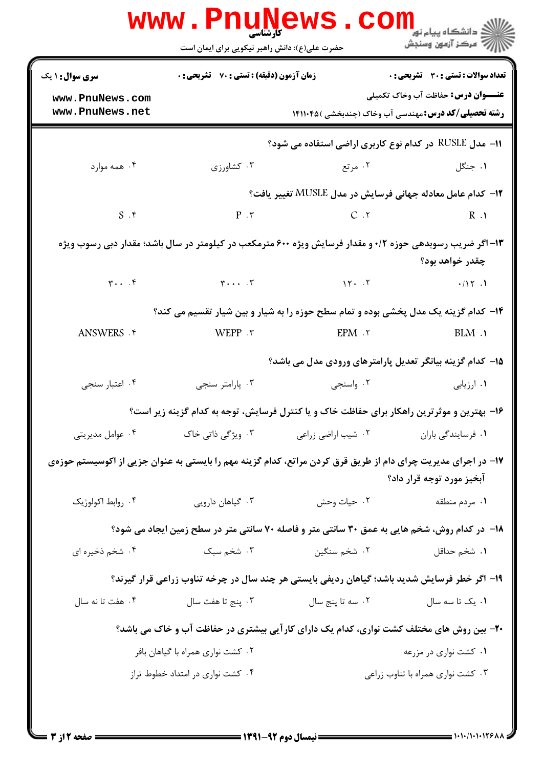**تعداد سوالات : تستی : ۳۰ تشریحی : ۰**
**زمان آزمون (دقیقه) : تستی : ۷۰ تشریحی : ۰**
**سری سوال : ۱ یک**

**عنـــوان درس:** حفاظت آب وخاک تکمیلی

**رشته تحصیلی/کد درس:** مهندسی آب وخاک (چندبخشی )۱۴۱۱۰۴۵

۱۱- مدل RUSLE در کدام نوع کاربری اراضی استفاده می شود؟

۱. جنگل ۲. مرتع ۳. کشاورزی ۴. همه موارد

۱۲- کدام عامل معادله جهانی فرسایش در مدل MUSLE تغییر یافت؟

۱. R ۲. C ۳. P ۴. S

۱۳- اگر ضریب رسوبدهی حوزه ۰/۲ و مقدار فرسایش ویژه ۶۰۰ مترمکعب در کیلومتر در سال باشد؛ مقدار دبی رسوب ویژه چقدر خواهد بود؟

۱. ۰/۱۲ ۲. ۱۲۰ ۳. ۳۰۰۰ ۴. ۳۰۰

۱۴- کدام گزینه یک مدل پخشی بوده و تمام سطح حوزه را به شیار و بین شیار تقسیم می کند؟

۱. BLM ۲. EPM ۳. WEPP ۴. ANSWERS

۱۵- کدام گزینه بیانگر تعدیل پارامترهای ورودی مدل می باشد؟

۱. ارزیابی ۲. واسنجی ۳. پارامتر سنجی ۴. اعتبار سنجی

۱۶- بهترین و موثرترین راهکار برای حفاظت خاک و یا کنترل فرسایش، توجه به کدام گزینه زیر است؟

۱. فرسایندگی باران ۲. شیب اراضی زراعی ۳. ویژگی ذاتی خاک ۴. عوامل مدیریتی

۱۷- در اجرای مدیریت چرای دام از طریق قرق کردن مراتع، کدام گزینه مهم را بایستی به عنوان جزیی از اکوسیستم حوزه‌ی آبخیز مورد توجه قرار داد؟

۱. مردم منطقه ۲. حیات وحش ۳. گیاهان دارویی ۴. روابط اکولوژیک

۱۸- در کدام روش، شخم هایی به عمق ۳۰ سانتی متر و فاصله ۷۰ سانتی متر در سطح زمین ایجاد می شود؟

۱. شخم حداقل ۲. شخم سنگین ۳. شخم سبک ۴. شخم ذخیره ای

۱۹- اگر خطر فرسایش شدید باشد؛ گیاهان ردیفی بایستی هر چند سال در چرخه تناوب زراعی قرار گیرند؟

۱. یک تا سه سال ۲. سه تا پنج سال ۳. پنج تا هفت سال ۴. هفت تا نه سال

۲۰- بین روش های مختلف کشت نواری، کدام یک دارای کارآیی بیشتری در حفاظت آب و خاک می باشد؟

۱. کشت نواری در مزرعه

۲. کشت نواری همراه با گیاهان بافر

۳. کشت نواری همراه با تناوب زراعی

۴. کشت نواری در امتداد خطوط تراز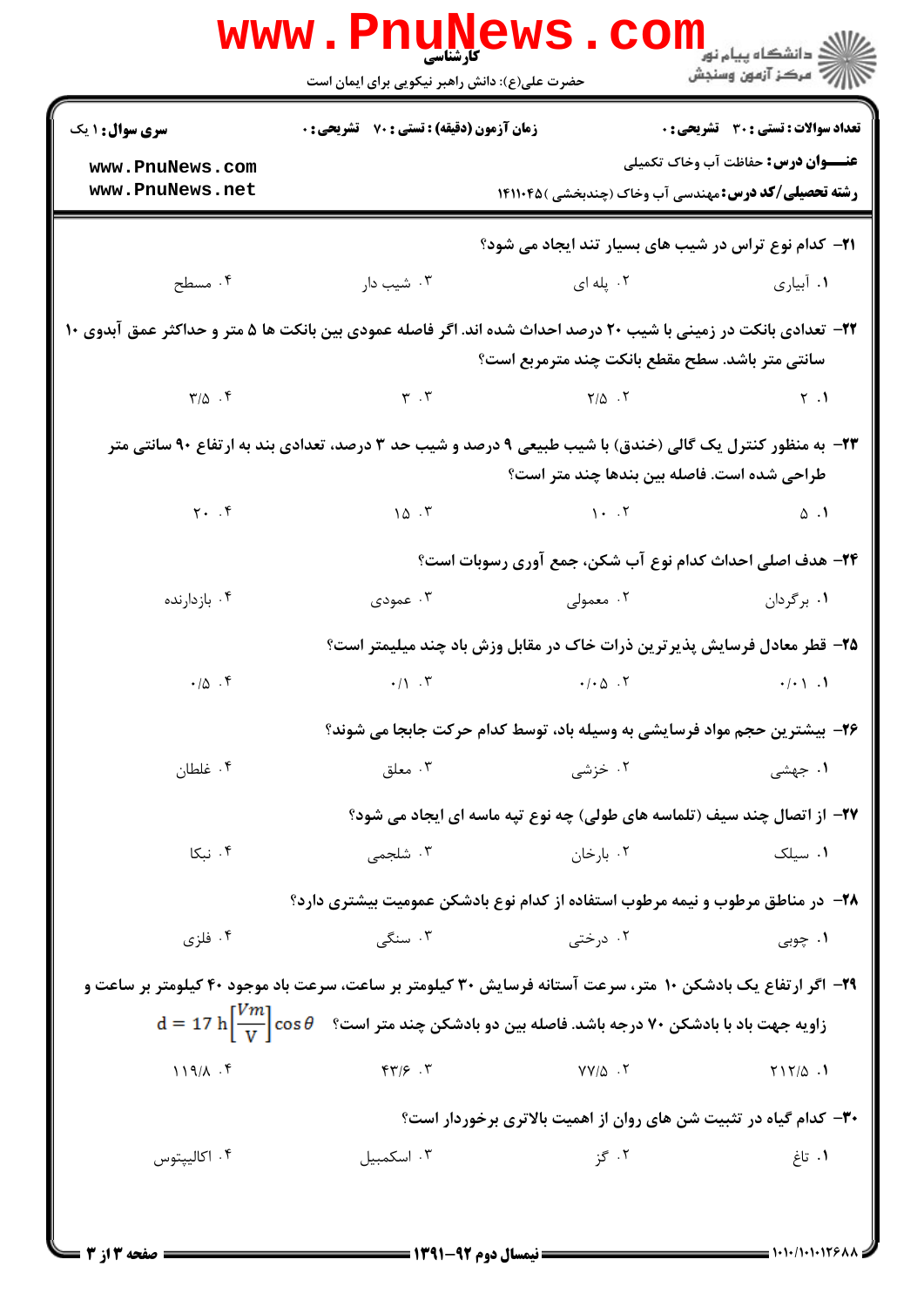۲۱- کدام نوع تراس در شیب های بسیار تند ایجاد می شود؟

۱. آبیاری
۲. پله ای
۳. شیب دار
۴. مسطح

۲۲- تعدادی بانکت در زمینی با شیب ۲۰ درصد احداث شده اند. اگر فاصله عمودی بین بانکت ها ۵ متر و حداکثر عمق آبدوی ۱۰ سانتی متر باشد. سطح مقطع بانکت چند مترمربع است؟

۱. ۲
۲. ۲/۵
۳. ۳
۴. ۳/۵

۲۳- به منظور کنترل یک گالی (خندق) با شیب طبیعی ۹ درصد و شیب حد ۳ درصد، تعدادی بند به ارتفاع ۹۰ سانتی متر طراحی شده است. فاصله بین بندها چند متر است؟

۱. ۵
۲. ۱۰
۳. ۱۵
۴. ۲۰

۲۴- هدف اصلی احداث کدام نوع آب شکن، جمع آوری رسوبات است؟

۱. برگردان
۲. معمولی
۳. عمودی
۴. بازدارنده

۲۵- قطر معادل فرسایش پذیرترین ذرات خاک در مقابل وزش باد چند میلیمتر است؟

۱. ۰/۰۱
۲. ۰/۰۵
۳. ۰/۱
۴. ۰/۵

۲۶- بیشترین حجم مواد فرسایشی به وسیله باد، توسط کدام حرکت جابجا می شوند؟

۱. جهشی
۲. خزشی
۳. معلق
۴. غلطان

۲۷- از اتصال چند سیف (تلماسه های طولی) چه نوع تپه ماسه ای ایجاد می شود؟

۱. سیلک
۲. بارخان
۳. شلجمی
۴. نبکا

۲۸- در مناطق مرطوب و نیمه مرطوب استفاده از کدام نوع بادشکن عمومیت بیشتری دارد؟

۱. چوبی
۲. درختی
۳. سنگی
۴. فلزی

۲۹- اگر ارتفاع یک بادشکن ۱۰ متر، سرعت آستانه فرسایش ۳۰ کیلومتر بر ساعت، سرعت باد موجود ۴۰ کیلومتر بر ساعت و زاویه جهت باد با بادشکن ۷۰ درجه باشد. فاصله بین دو بادشکن چند متر است؟ $d = 17\,h\left[\frac{Vm}{V}\right]\cos\theta$

۱. ۲۱۲/۵
۲. ۷۷/۵
۳. ۴۳/۶
۴. ۱۱۹/۸

۳۰- کدام گیاه در تثبیت شن های روان از اهمیت بالاتری برخوردار است؟

۱. تاغ
۲. گز
۳. اسکمبیل
۴. اکالیپتوس